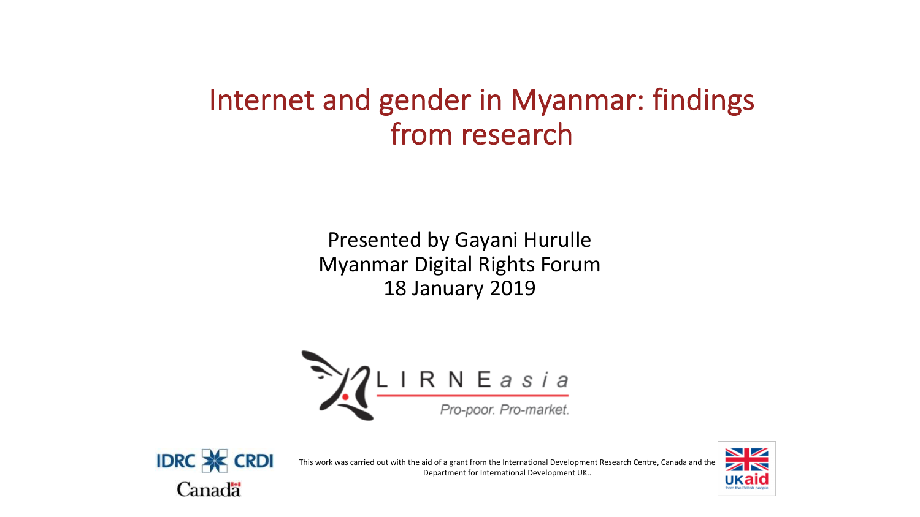# Internet and gender in Myanmar: findings from research

Presented by Gayani Hurulle
Myanmar Digital Rights Forum
18 January 2019

LIRNEasia
*Pro-poor. Pro-market.*

IDRC CRDI
Canada

This work was carried out with the aid of a grant from the International Development Research Centre, Canada and the Department for International Development UK..

UKaid
from the British people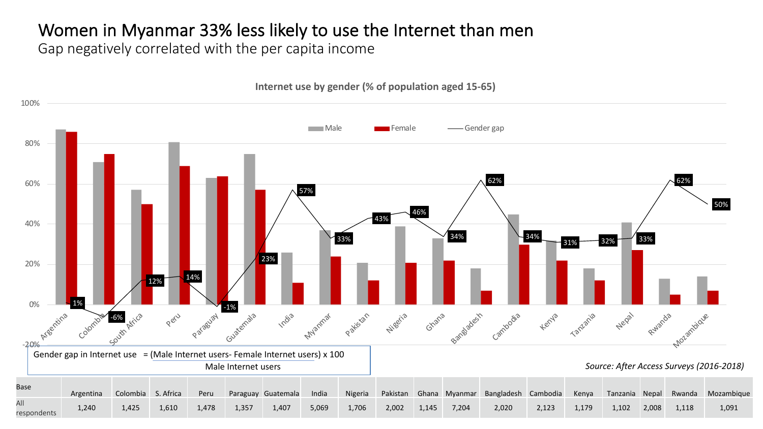# Women in Myanmar 33% less likely to use the Internet than men

## Gap negatively correlated with the per capita income

**Internet use by gender (% of population aged 15-65)**

| Country | Gender gap |
|---|---|
| Argentina | 1% |
| Colombia | -6% |
| South Africa | 12% |
| Peru | 14% |
| Paraguay | -1% |
| Guatemala | 23% |
| India | 57% |
| Myanmar | 33% |
| Pakistan | 43% |
| Nigeria | 46% |
| Ghana | 34% |
| Bangladesh | 62% |
| Cambodia | 34% |
| Kenya | 31% |
| Tanzania | 32% |
| Nepal | 33% |
| Rwanda | 62% |
| Mozambique | 50% |

Gender gap in Internet use $= \frac{\text{(Male Internet users- Female Internet users)} \times 100}{\text{Male Internet users}}$

*Source: After Access Surveys (2016-2018)*

| Base | Argentina | Colombia | S. Africa | Peru | Paraguay | Guatemala | India | Nigeria | Pakistan | Ghana | Myanmar | Bangladesh | Cambodia | Kenya | Tanzania | Nepal | Rwanda | Mozambique |
|---|---|---|---|---|---|---|---|---|---|---|---|---|---|---|---|---|---|---|
| All respondents | 1,240 | 1,425 | 1,610 | 1,478 | 1,357 | 1,407 | 5,069 | 1,706 | 2,002 | 1,145 | 7,204 | 2,020 | 2,123 | 1,179 | 1,102 | 2,008 | 1,118 | 1,091 |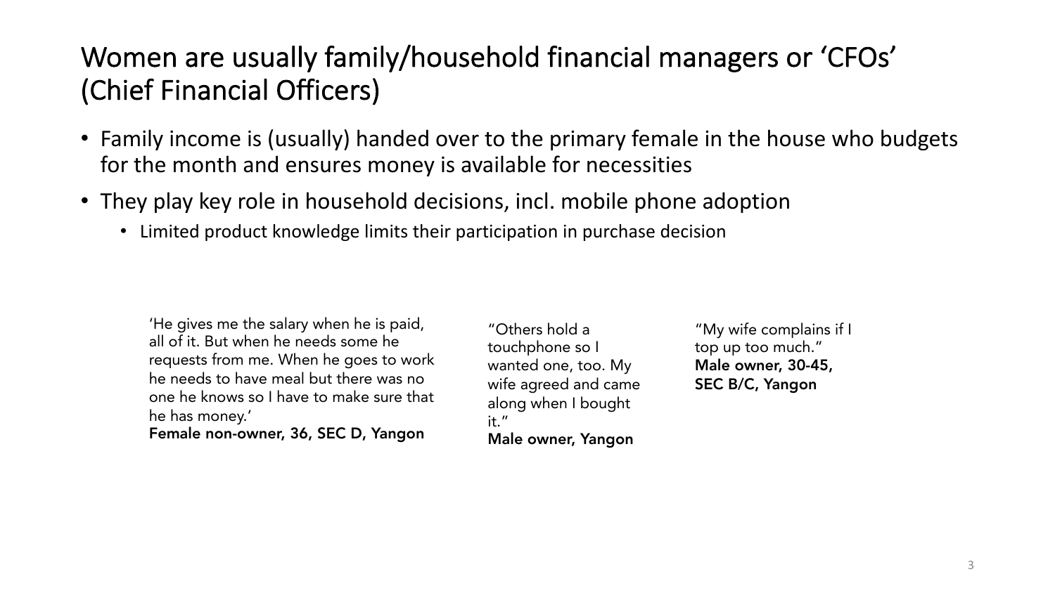# Women are usually family/household financial managers or 'CFOs' (Chief Financial Officers)

- Family income is (usually) handed over to the primary female in the house who budgets for the month and ensures money is available for necessities
- They play key role in household decisions, incl. mobile phone adoption
  - Limited product knowledge limits their participation in purchase decision

'He gives me the salary when he is paid, all of it. But when he needs some he requests from me. When he goes to work he needs to have meal but there was no one he knows so I have to make sure that he has money.'
**Female non-owner, 36, SEC D, Yangon**

"Others hold a touchphone so I wanted one, too. My wife agreed and came along when I bought it."
**Male owner, Yangon**

"My wife complains if I top up too much."
**Male owner, 30-45, SEC B/C, Yangon**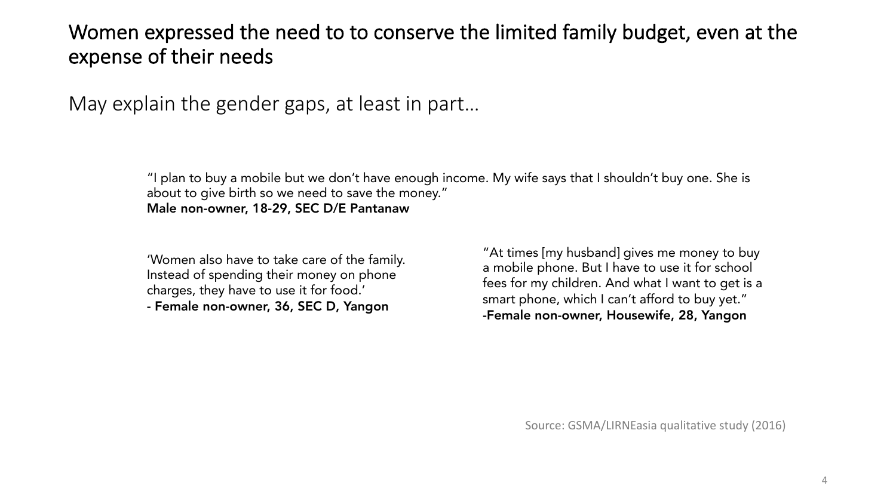# Women expressed the need to to conserve the limited family budget, even at the expense of their needs

May explain the gender gaps, at least in part…

"I plan to buy a mobile but we don't have enough income. My wife says that I shouldn't buy one. She is about to give birth so we need to save the money."
**Male non-owner, 18-29, SEC D/E Pantanaw**

'Women also have to take care of the family. Instead of spending their money on phone charges, they have to use it for food.'
**- Female non-owner, 36, SEC D, Yangon**

"At times [my husband] gives me money to buy a mobile phone. But I have to use it for school fees for my children. And what I want to get is a smart phone, which I can't afford to buy yet."
**-Female non-owner, Housewife, 28, Yangon**

Source: GSMA/LIRNEasia qualitative study (2016)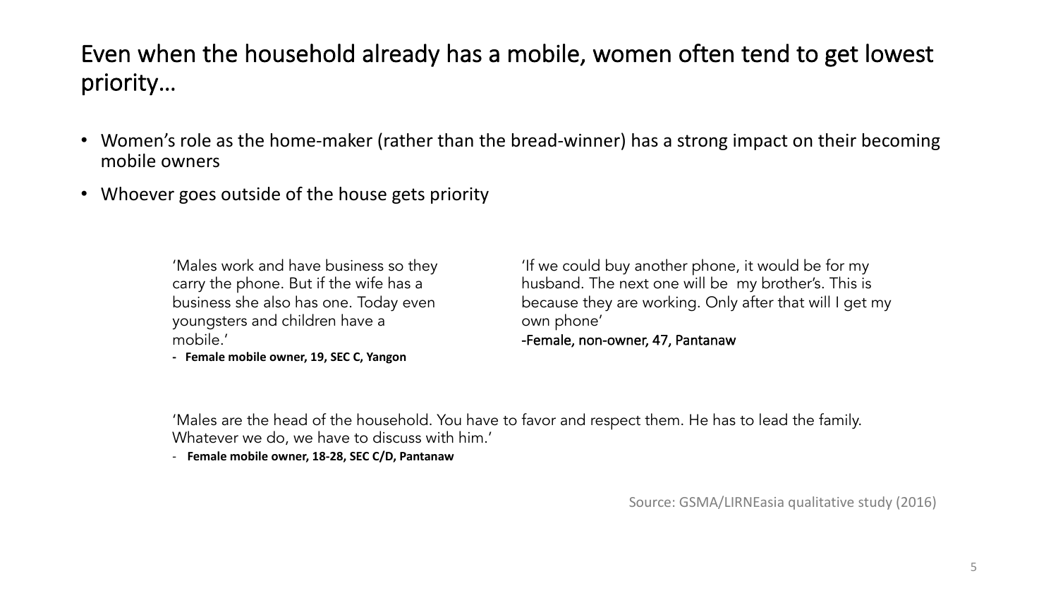# Even when the household already has a mobile, women often tend to get lowest priority…

- Women's role as the home-maker (rather than the bread-winner) has a strong impact on their becoming mobile owners
- Whoever goes outside of the house gets priority

'Males work and have business so they carry the phone. But if the wife has a business she also has one. Today even youngsters and children have a mobile.'

- **Female mobile owner, 19, SEC C, Yangon**

'If we could buy another phone, it would be for my husband. The next one will be my brother's. This is because they are working. Only after that will I get my own phone'

-Female, non-owner, 47, Pantanaw

'Males are the head of the household. You have to favor and respect them. He has to lead the family. Whatever we do, we have to discuss with him.'

- **Female mobile owner, 18-28, SEC C/D, Pantanaw**

Source: GSMA/LIRNEasia qualitative study (2016)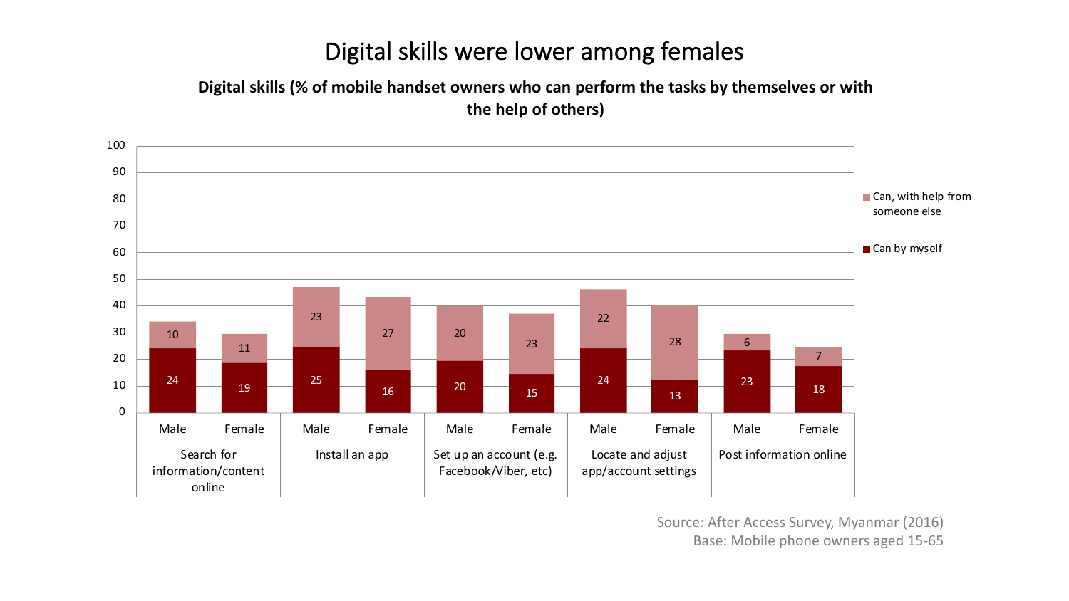# Digital skills were lower among females

**Digital skills (% of mobile handset owners who can perform the tasks by themselves or with the help of others)**

| Task | Gender | Can by myself | Can, with help from someone else |
|---|---|---|---|
| Search for information/content online | Male | 24 | 10 |
| | Female | 19 | 11 |
| Install an app | Male | 25 | 23 |
| | Female | 16 | 27 |
| Set up an account (e.g. Facebook/Viber, etc) | Male | 20 | 20 |
| | Female | 15 | 23 |
| Locate and adjust app/account settings | Male | 24 | 22 |
| | Female | 13 | 28 |
| Post information online | Male | 23 | 6 |
| | Female | 18 | 7 |

Source: After Access Survey, Myanmar (2016)
Base: Mobile phone owners aged 15-65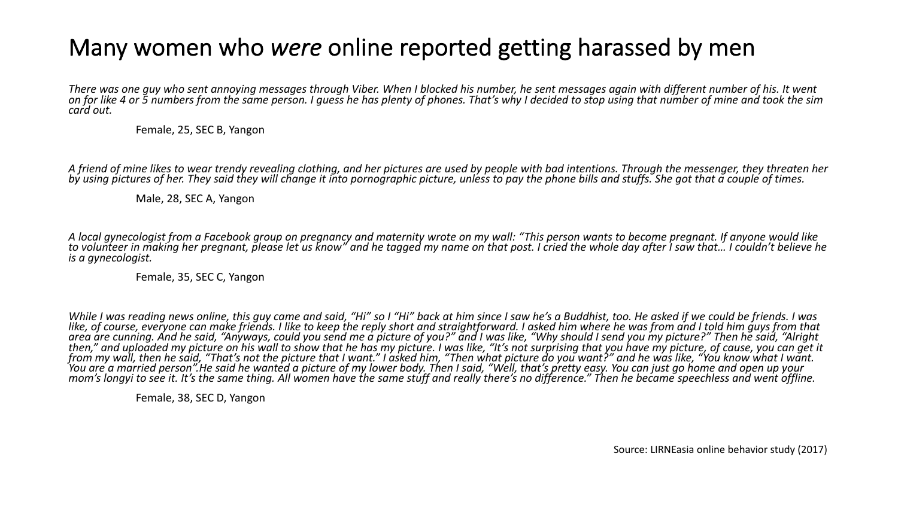# Many women who *were* online reported getting harassed by men

*There was one guy who sent annoying messages through Viber. When I blocked his number, he sent messages again with different number of his. It went on for like 4 or 5 numbers from the same person. I guess he has plenty of phones. That's why I decided to stop using that number of mine and took the sim card out.*

Female, 25, SEC B, Yangon

*A friend of mine likes to wear trendy revealing clothing, and her pictures are used by people with bad intentions. Through the messenger, they threaten her by using pictures of her. They said they will change it into pornographic picture, unless to pay the phone bills and stuffs. She got that a couple of times.*

Male, 28, SEC A, Yangon

*A local gynecologist from a Facebook group on pregnancy and maternity wrote on my wall: "This person wants to become pregnant. If anyone would like to volunteer in making her pregnant, please let us know" and he tagged my name on that post. I cried the whole day after I saw that… I couldn't believe he is a gynecologist.*

Female, 35, SEC C, Yangon

*While I was reading news online, this guy came and said, "Hi" so I "Hi" back at him since I saw he's a Buddhist, too. He asked if we could be friends. I was like, of course, everyone can make friends. I like to keep the reply short and straightforward. I asked him where he was from and I told him guys from that area are cunning. And he said, "Anyways, could you send me a picture of you?" and I was like, "Why should I send you my picture?" Then he said, "Alright then," and uploaded my picture on his wall to show that he has my picture. I was like, "It's not surprising that you have my picture, of cause, you can get it from my wall, then he said, "That's not the picture that I want." I asked him, "Then what picture do you want?" and he was like, "You know what I want. You are a married person".He said he wanted a picture of my lower body. Then I said, "Well, that's pretty easy. You can just go home and open up your mom's longyi to see it. It's the same thing. All women have the same stuff and really there's no difference." Then he became speechless and went offline.*

Female, 38, SEC D, Yangon

Source: LIRNEasia online behavior study (2017)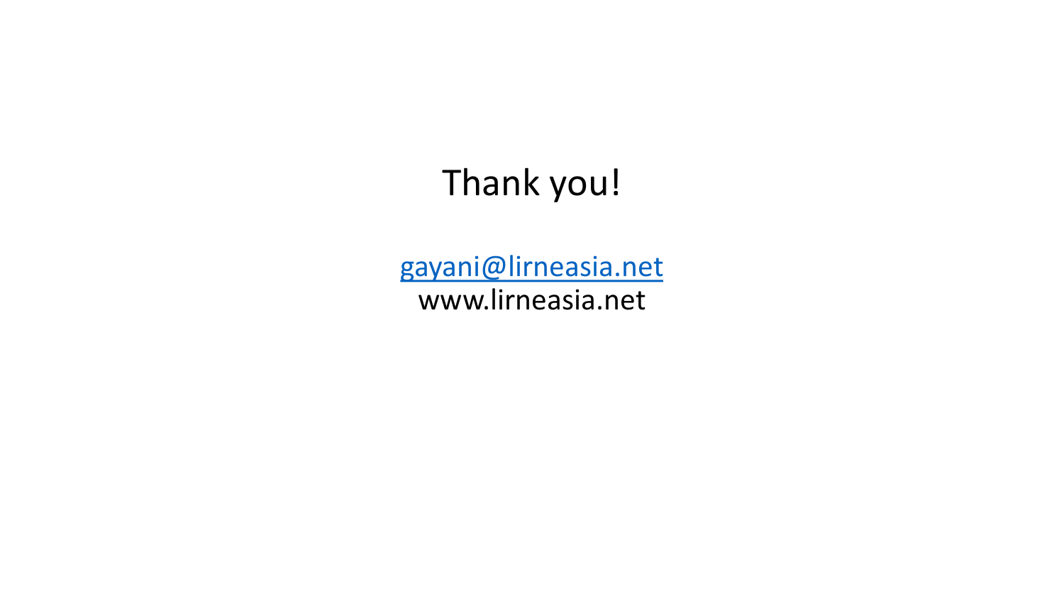# Thank you!

gayani@lirneasia.net
www.lirneasia.net